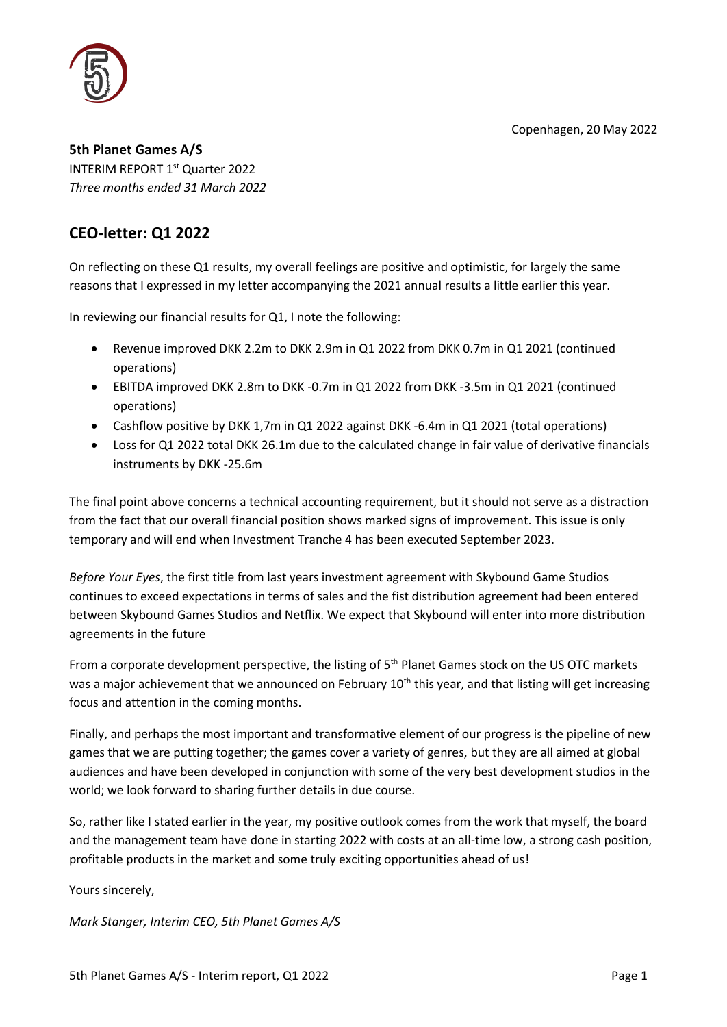Copenhagen, 20 May 2022

**5th Planet Games A/S**
INTERIM REPORT 1st Quarter 2022
*Three months ended 31 March 2022*

## CEO-letter: Q1 2022

On reflecting on these Q1 results, my overall feelings are positive and optimistic, for largely the same reasons that I expressed in my letter accompanying the 2021 annual results a little earlier this year.

In reviewing our financial results for Q1, I note the following:

- Revenue improved DKK 2.2m to DKK 2.9m in Q1 2022 from DKK 0.7m in Q1 2021 (continued operations)
- EBITDA improved DKK 2.8m to DKK -0.7m in Q1 2022 from DKK -3.5m in Q1 2021 (continued operations)
- Cashflow positive by DKK 1,7m in Q1 2022 against DKK -6.4m in Q1 2021 (total operations)
- Loss for Q1 2022 total DKK 26.1m due to the calculated change in fair value of derivative financials instruments by DKK -25.6m

The final point above concerns a technical accounting requirement, but it should not serve as a distraction from the fact that our overall financial position shows marked signs of improvement. This issue is only temporary and will end when Investment Tranche 4 has been executed September 2023.

*Before Your Eyes*, the first title from last years investment agreement with Skybound Game Studios continues to exceed expectations in terms of sales and the fist distribution agreement had been entered between Skybound Games Studios and Netflix. We expect that Skybound will enter into more distribution agreements in the future

From a corporate development perspective, the listing of 5th Planet Games stock on the US OTC markets was a major achievement that we announced on February 10th this year, and that listing will get increasing focus and attention in the coming months.

Finally, and perhaps the most important and transformative element of our progress is the pipeline of new games that we are putting together; the games cover a variety of genres, but they are all aimed at global audiences and have been developed in conjunction with some of the very best development studios in the world; we look forward to sharing further details in due course.

So, rather like I stated earlier in the year, my positive outlook comes from the work that myself, the board and the management team have done in starting 2022 with costs at an all-time low, a strong cash position, profitable products in the market and some truly exciting opportunities ahead of us!

Yours sincerely,

*Mark Stanger, Interim CEO, 5th Planet Games A/S*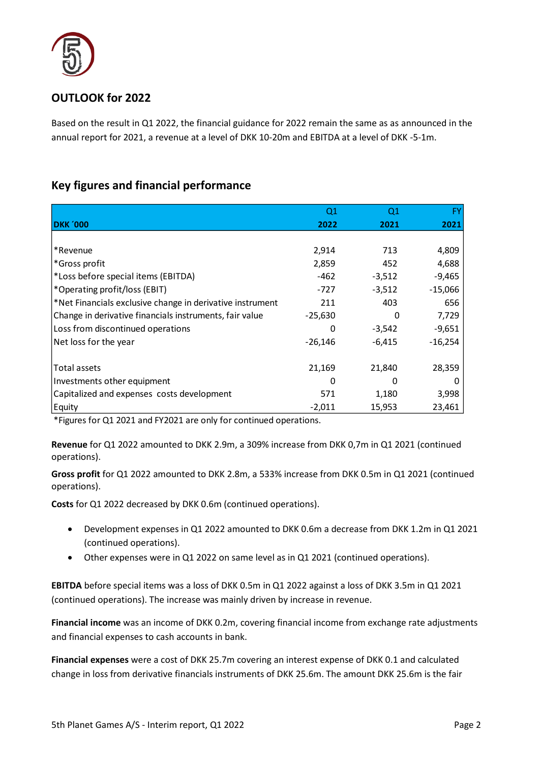## OUTLOOK for 2022

Based on the result in Q1 2022, the financial guidance for 2022 remain the same as as announced in the annual report for 2021, a revenue at a level of DKK 10-20m and EBITDA at a level of DKK -5-1m.

## Key figures and financial performance

| DKK ´000 | Q1 2022 | Q1 2021 | FY 2021 |
|---|---|---|---|
| *Revenue | 2,914 | 713 | 4,809 |
| *Gross profit | 2,859 | 452 | 4,688 |
| *Loss before special items (EBITDA) | -462 | -3,512 | -9,465 |
| *Operating profit/loss (EBIT) | -727 | -3,512 | -15,066 |
| *Net Financials exclusive change in derivative instrument | 211 | 403 | 656 |
| Change in derivative financials instruments, fair value | -25,630 | 0 | 7,729 |
| Loss from discontinued operations | 0 | -3,542 | -9,651 |
| Net loss for the year | -26,146 | -6,415 | -16,254 |
| | | | |
| Total assets | 21,169 | 21,840 | 28,359 |
| Investments other equipment | 0 | 0 | 0 |
| Capitalized and expenses costs development | 571 | 1,180 | 3,998 |
| Equity | -2,011 | 15,953 | 23,461 |

*Figures for Q1 2021 and FY2021 are only for continued operations.

**Revenue** for Q1 2022 amounted to DKK 2.9m, a 309% increase from DKK 0,7m in Q1 2021 (continued operations).

**Gross profit** for Q1 2022 amounted to DKK 2.8m, a 533% increase from DKK 0.5m in Q1 2021 (continued operations).

**Costs** for Q1 2022 decreased by DKK 0.6m (continued operations).

- Development expenses in Q1 2022 amounted to DKK 0.6m a decrease from DKK 1.2m in Q1 2021 (continued operations).
- Other expenses were in Q1 2022 on same level as in Q1 2021 (continued operations).

**EBITDA** before special items was a loss of DKK 0.5m in Q1 2022 against a loss of DKK 3.5m in Q1 2021 (continued operations). The increase was mainly driven by increase in revenue.

**Financial income** was an income of DKK 0.2m, covering financial income from exchange rate adjustments and financial expenses to cash accounts in bank.

**Financial expenses** were a cost of DKK 25.7m covering an interest expense of DKK 0.1 and calculated change in loss from derivative financials instruments of DKK 25.6m. The amount DKK 25.6m is the fair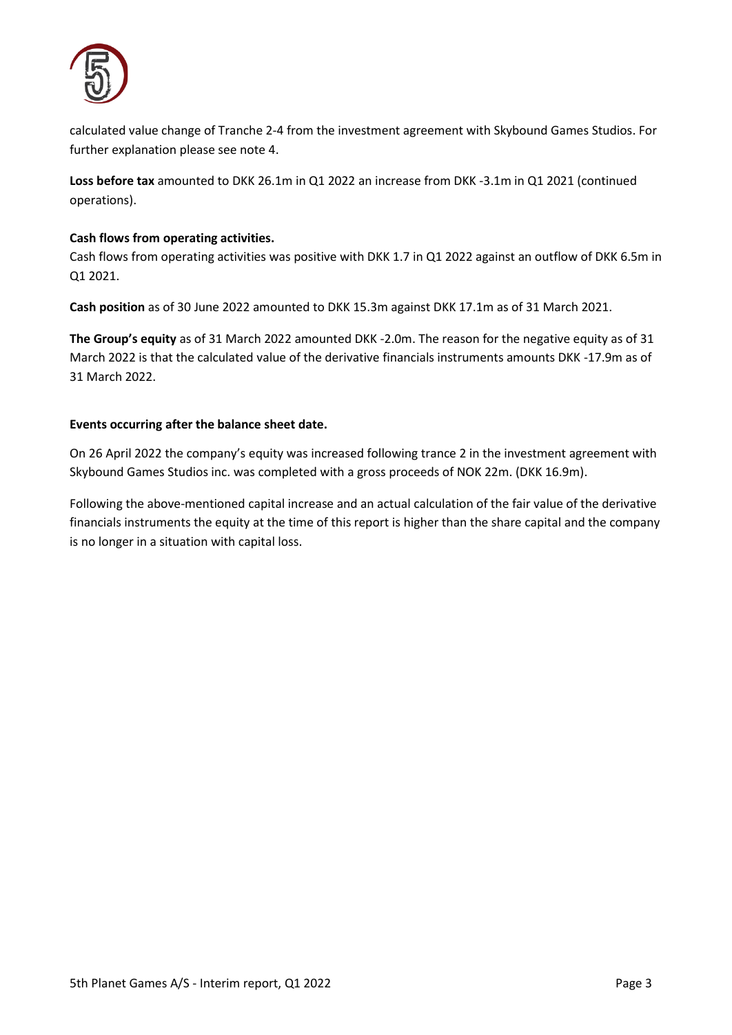calculated value change of Tranche 2-4 from the investment agreement with Skybound Games Studios. For further explanation please see note 4.

**Loss before tax** amounted to DKK 26.1m in Q1 2022 an increase from DKK -3.1m in Q1 2021 (continued operations).

**Cash flows from operating activities.**
Cash flows from operating activities was positive with DKK 1.7 in Q1 2022 against an outflow of DKK 6.5m in Q1 2021.

**Cash position** as of 30 June 2022 amounted to DKK 15.3m against DKK 17.1m as of 31 March 2021.

**The Group's equity** as of 31 March 2022 amounted DKK -2.0m. The reason for the negative equity as of 31 March 2022 is that the calculated value of the derivative financials instruments amounts DKK -17.9m as of 31 March 2022.

**Events occurring after the balance sheet date.**

On 26 April 2022 the company's equity was increased following trance 2 in the investment agreement with Skybound Games Studios inc. was completed with a gross proceeds of NOK 22m. (DKK 16.9m).

Following the above-mentioned capital increase and an actual calculation of the fair value of the derivative financials instruments the equity at the time of this report is higher than the share capital and the company is no longer in a situation with capital loss.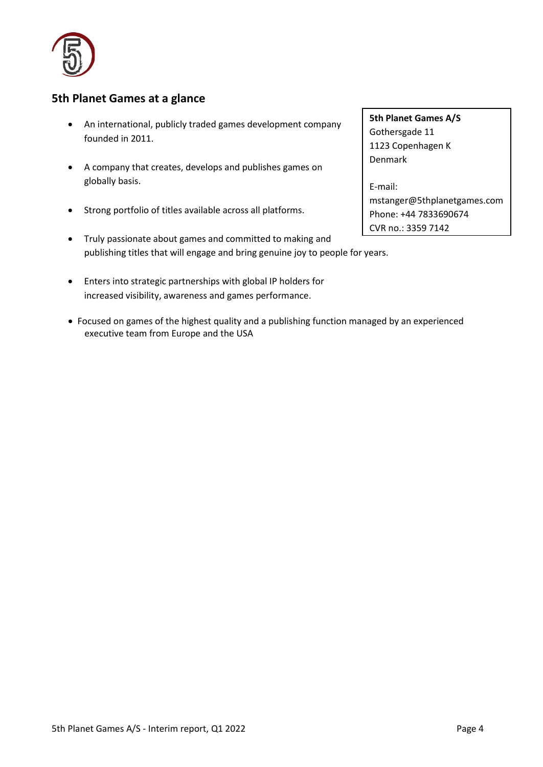## 5th Planet Games at a glance

- An international, publicly traded games development company founded in 2011.
- A company that creates, develops and publishes games on globally basis.
- Strong portfolio of titles available across all platforms.
- Truly passionate about games and committed to making and publishing titles that will engage and bring genuine joy to people for years.
- Enters into strategic partnerships with global IP holders for increased visibility, awareness and games performance.
- Focused on games of the highest quality and a publishing function managed by an experienced executive team from Europe and the USA

**5th Planet Games A/S**
Gothersgade 11
1123 Copenhagen K
Denmark

E-mail:
mstanger@5thplanetgames.com
Phone: +44 7833690674
CVR no.: 3359 7142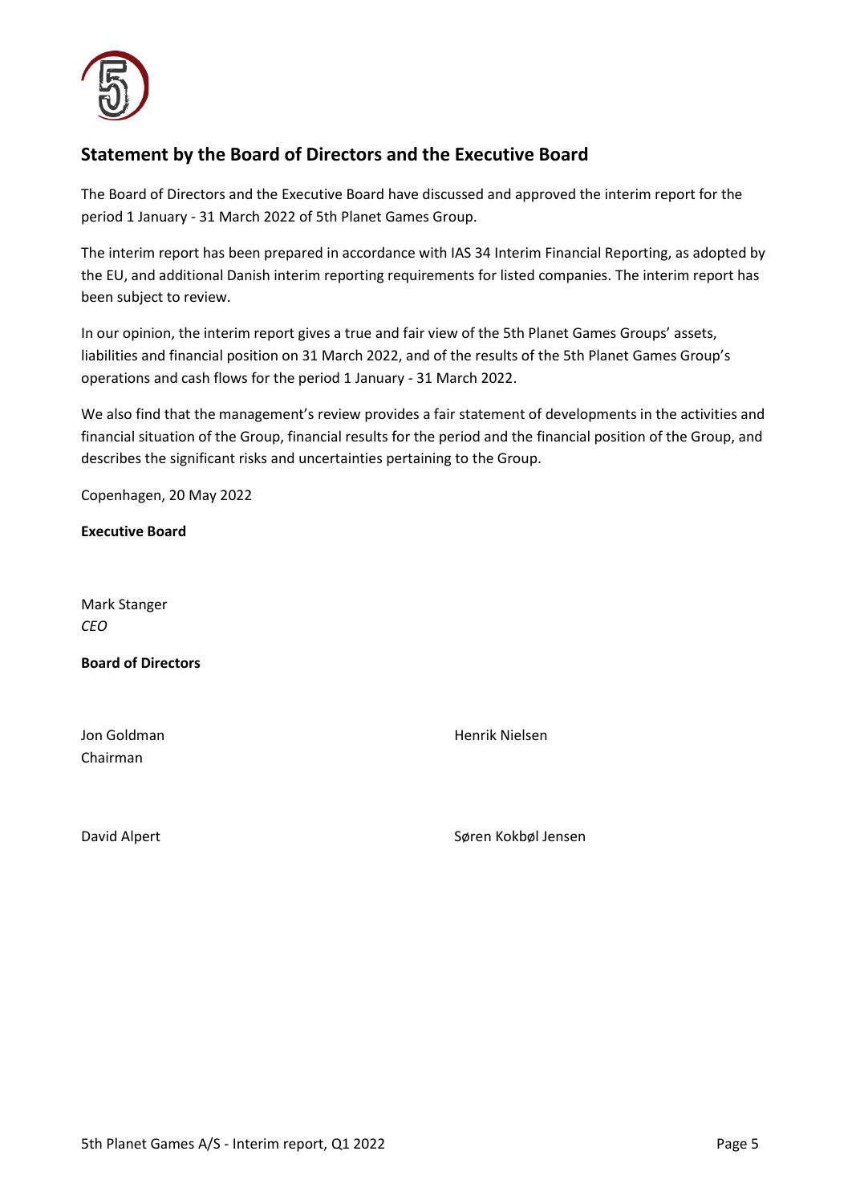## Statement by the Board of Directors and the Executive Board

The Board of Directors and the Executive Board have discussed and approved the interim report for the period 1 January - 31 March 2022 of 5th Planet Games Group.

The interim report has been prepared in accordance with IAS 34 Interim Financial Reporting, as adopted by the EU, and additional Danish interim reporting requirements for listed companies. The interim report has been subject to review.

In our opinion, the interim report gives a true and fair view of the 5th Planet Games Groups' assets, liabilities and financial position on 31 March 2022, and of the results of the 5th Planet Games Group's operations and cash flows for the period 1 January - 31 March 2022.

We also find that the management's review provides a fair statement of developments in the activities and financial situation of the Group, financial results for the period and the financial position of the Group, and describes the significant risks and uncertainties pertaining to the Group.

Copenhagen, 20 May 2022

**Executive Board**

Mark Stanger
*CEO*

**Board of Directors**

Jon Goldman
Chairman

Henrik Nielsen

David Alpert

Søren Kokbøl Jensen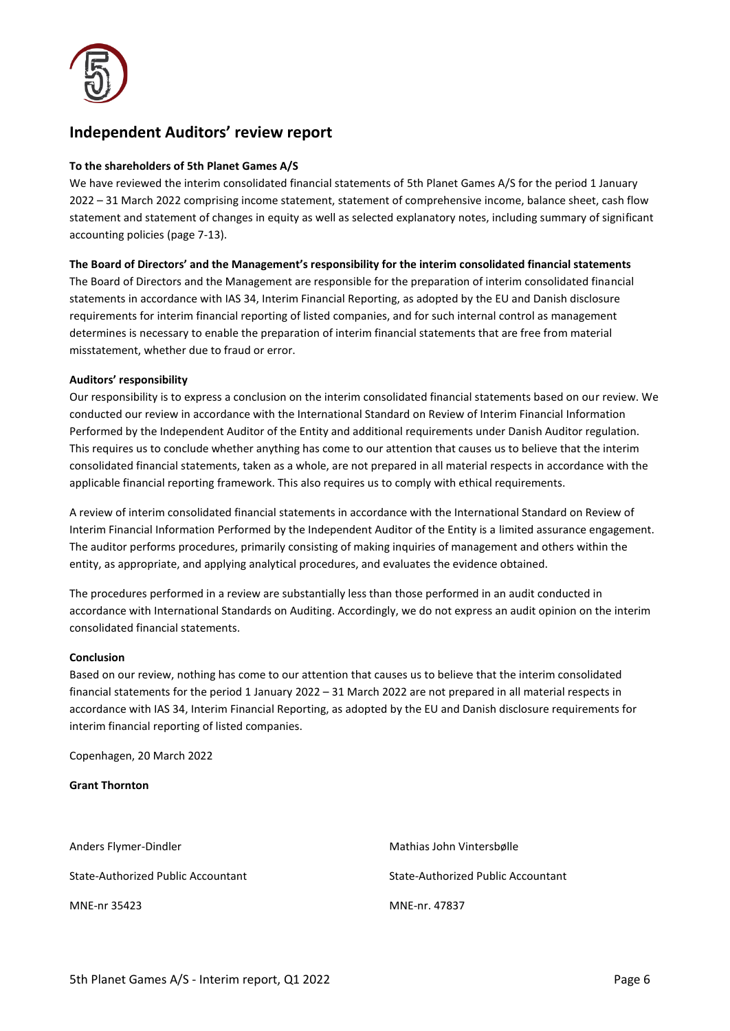## Independent Auditors' review report

**To the shareholders of 5th Planet Games A/S**

We have reviewed the interim consolidated financial statements of 5th Planet Games A/S for the period 1 January 2022 – 31 March 2022 comprising income statement, statement of comprehensive income, balance sheet, cash flow statement and statement of changes in equity as well as selected explanatory notes, including summary of significant accounting policies (page 7-13).

**The Board of Directors' and the Management's responsibility for the interim consolidated financial statements**

The Board of Directors and the Management are responsible for the preparation of interim consolidated financial statements in accordance with IAS 34, Interim Financial Reporting, as adopted by the EU and Danish disclosure requirements for interim financial reporting of listed companies, and for such internal control as management determines is necessary to enable the preparation of interim financial statements that are free from material misstatement, whether due to fraud or error.

**Auditors' responsibility**

Our responsibility is to express a conclusion on the interim consolidated financial statements based on our review. We conducted our review in accordance with the International Standard on Review of Interim Financial Information Performed by the Independent Auditor of the Entity and additional requirements under Danish Auditor regulation. This requires us to conclude whether anything has come to our attention that causes us to believe that the interim consolidated financial statements, taken as a whole, are not prepared in all material respects in accordance with the applicable financial reporting framework. This also requires us to comply with ethical requirements.

A review of interim consolidated financial statements in accordance with the International Standard on Review of Interim Financial Information Performed by the Independent Auditor of the Entity is a limited assurance engagement. The auditor performs procedures, primarily consisting of making inquiries of management and others within the entity, as appropriate, and applying analytical procedures, and evaluates the evidence obtained.

The procedures performed in a review are substantially less than those performed in an audit conducted in accordance with International Standards on Auditing. Accordingly, we do not express an audit opinion on the interim consolidated financial statements.

**Conclusion**

Based on our review, nothing has come to our attention that causes us to believe that the interim consolidated financial statements for the period 1 January 2022 – 31 March 2022 are not prepared in all material respects in accordance with IAS 34, Interim Financial Reporting, as adopted by the EU and Danish disclosure requirements for interim financial reporting of listed companies.

Copenhagen, 20 March 2022

**Grant Thornton**

Anders Flymer-Dindler
State-Authorized Public Accountant
MNE-nr 35423

Mathias John Vintersbølle
State-Authorized Public Accountant
MNE-nr. 47837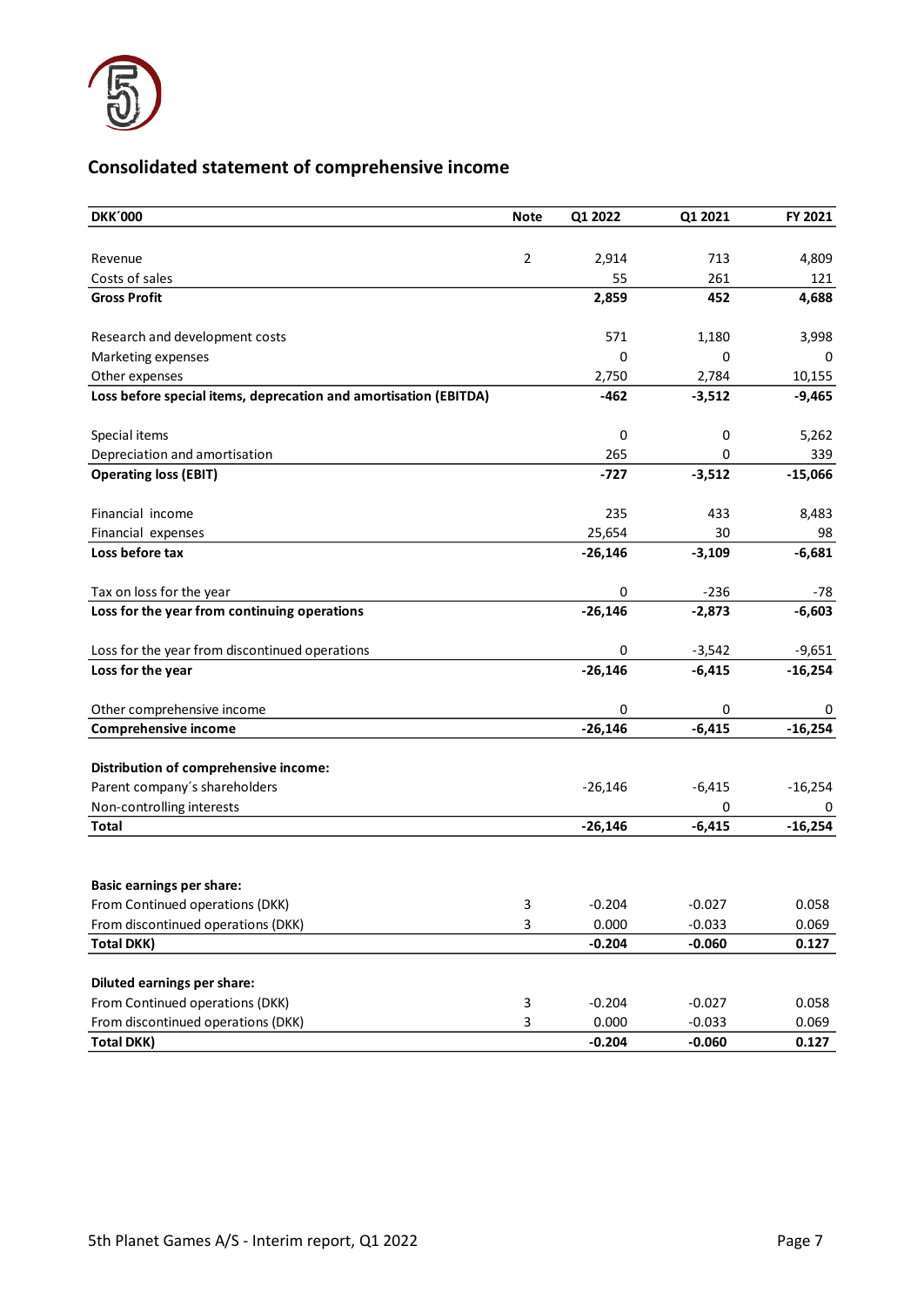## Consolidated statement of comprehensive income

| DKK´000 | Note | Q1 2022 | Q1 2021 | FY 2021 |
|---|---|---|---|---|
| Revenue | 2 | 2,914 | 713 | 4,809 |
| Costs of sales | | 55 | 261 | 121 |
| **Gross Profit** | | **2,859** | **452** | **4,688** |
| Research and development costs | | 571 | 1,180 | 3,998 |
| Marketing expenses | | 0 | 0 | 0 |
| Other expenses | | 2,750 | 2,784 | 10,155 |
| **Loss before special items, deprecation and amortisation (EBITDA)** | | **-462** | **-3,512** | **-9,465** |
| Special items | | 0 | 0 | 5,262 |
| Depreciation and amortisation | | 265 | 0 | 339 |
| **Operating loss (EBIT)** | | **-727** | **-3,512** | **-15,066** |
| Financial income | | 235 | 433 | 8,483 |
| Financial expenses | | 25,654 | 30 | 98 |
| **Loss before tax** | | **-26,146** | **-3,109** | **-6,681** |
| Tax on loss for the year | | 0 | -236 | -78 |
| **Loss for the year from continuing operations** | | **-26,146** | **-2,873** | **-6,603** |
| Loss for the year from discontinued operations | | 0 | -3,542 | -9,651 |
| **Loss for the year** | | **-26,146** | **-6,415** | **-16,254** |
| Other comprehensive income | | 0 | 0 | 0 |
| **Comprehensive income** | | **-26,146** | **-6,415** | **-16,254** |
| **Distribution of comprehensive income:** | | | | |
| Parent company´s shareholders | | -26,146 | -6,415 | -16,254 |
| Non-controlling interests | | | 0 | 0 |
| **Total** | | **-26,146** | **-6,415** | **-16,254** |
| **Basic earnings per share:** | | | | |
| From Continued operations (DKK) | 3 | -0.204 | -0.027 | 0.058 |
| From discontinued operations (DKK) | 3 | 0.000 | -0.033 | 0.069 |
| **Total DKK)** | | **-0.204** | **-0.060** | **0.127** |
| **Diluted earnings per share:** | | | | |
| From Continued operations (DKK) | 3 | -0.204 | -0.027 | 0.058 |
| From discontinued operations (DKK) | 3 | 0.000 | -0.033 | 0.069 |
| **Total DKK)** | | **-0.204** | **-0.060** | **0.127** |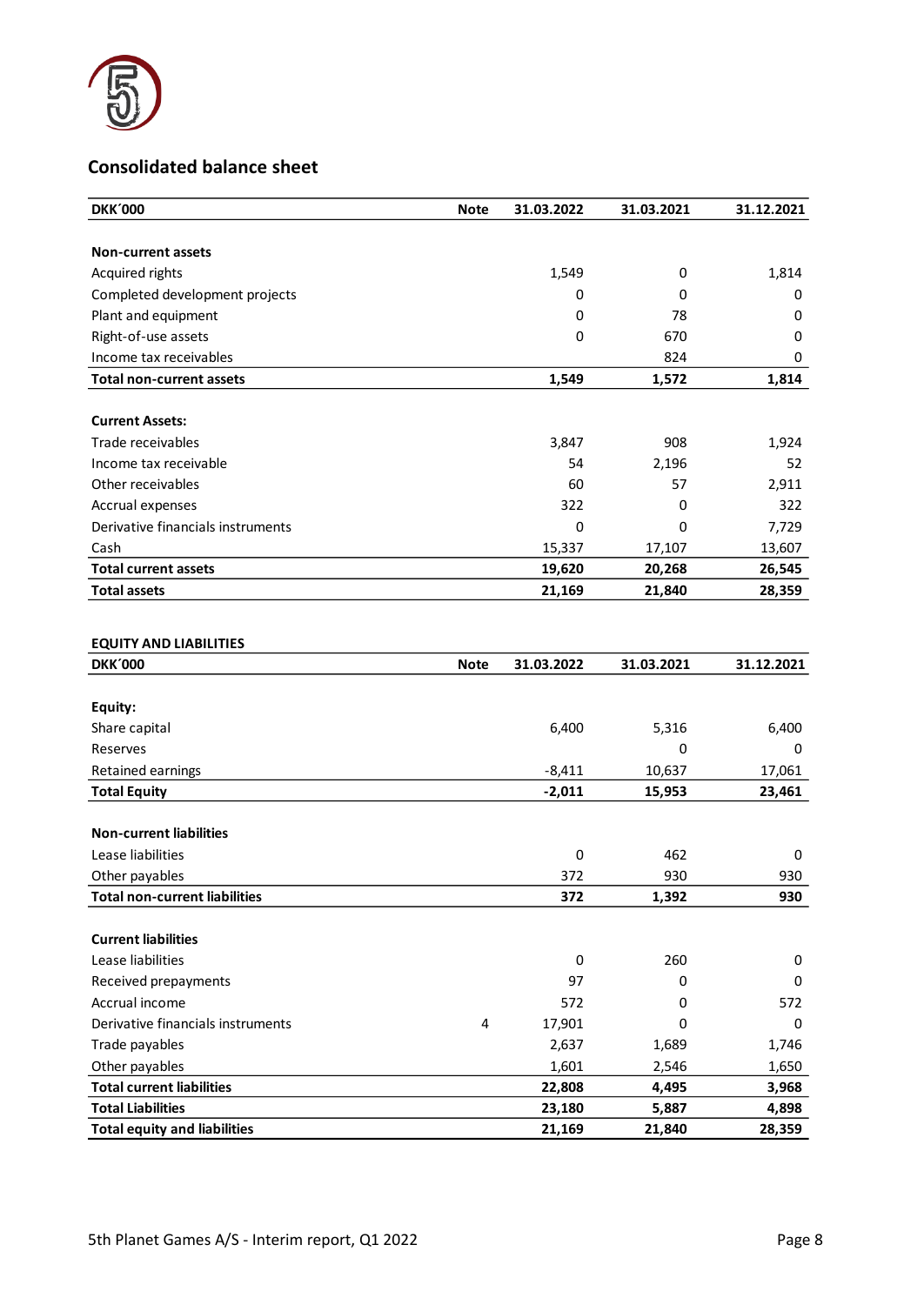## Consolidated balance sheet

| DKK´000 | Note | 31.03.2022 | 31.03.2021 | 31.12.2021 |
|---|---|---|---|---|
| **Non-current assets** | | | | |
| Acquired rights | | 1,549 | 0 | 1,814 |
| Completed development projects | | 0 | 0 | 0 |
| Plant and equipment | | 0 | 78 | 0 |
| Right-of-use assets | | 0 | 670 | 0 |
| Income tax receivables | | | 824 | 0 |
| **Total non-current assets** | | **1,549** | **1,572** | **1,814** |
| **Current Assets:** | | | | |
| Trade receivables | | 3,847 | 908 | 1,924 |
| Income tax receivable | | 54 | 2,196 | 52 |
| Other receivables | | 60 | 57 | 2,911 |
| Accrual expenses | | 322 | 0 | 322 |
| Derivative financials instruments | | 0 | 0 | 7,729 |
| Cash | | 15,337 | 17,107 | 13,607 |
| **Total current assets** | | **19,620** | **20,268** | **26,545** |
| **Total assets** | | **21,169** | **21,840** | **28,359** |

**EQUITY AND LIABILITIES**

| DKK´000 | Note | 31.03.2022 | 31.03.2021 | 31.12.2021 |
|---|---|---|---|---|
| **Equity:** | | | | |
| Share capital | | 6,400 | 5,316 | 6,400 |
| Reserves | | | 0 | 0 |
| Retained earnings | | -8,411 | 10,637 | 17,061 |
| **Total Equity** | | **-2,011** | **15,953** | **23,461** |
| **Non-current liabilities** | | | | |
| Lease liabilities | | 0 | 462 | 0 |
| Other payables | | 372 | 930 | 930 |
| **Total non-current liabilities** | | **372** | **1,392** | **930** |
| **Current liabilities** | | | | |
| Lease liabilities | | 0 | 260 | 0 |
| Received prepayments | | 97 | 0 | 0 |
| Accrual income | | 572 | 0 | 572 |
| Derivative financials instruments | 4 | 17,901 | 0 | 0 |
| Trade payables | | 2,637 | 1,689 | 1,746 |
| Other payables | | 1,601 | 2,546 | 1,650 |
| **Total current liabilities** | | **22,808** | **4,495** | **3,968** |
| **Total Liabilities** | | **23,180** | **5,887** | **4,898** |
| **Total equity and liabilities** | | **21,169** | **21,840** | **28,359** |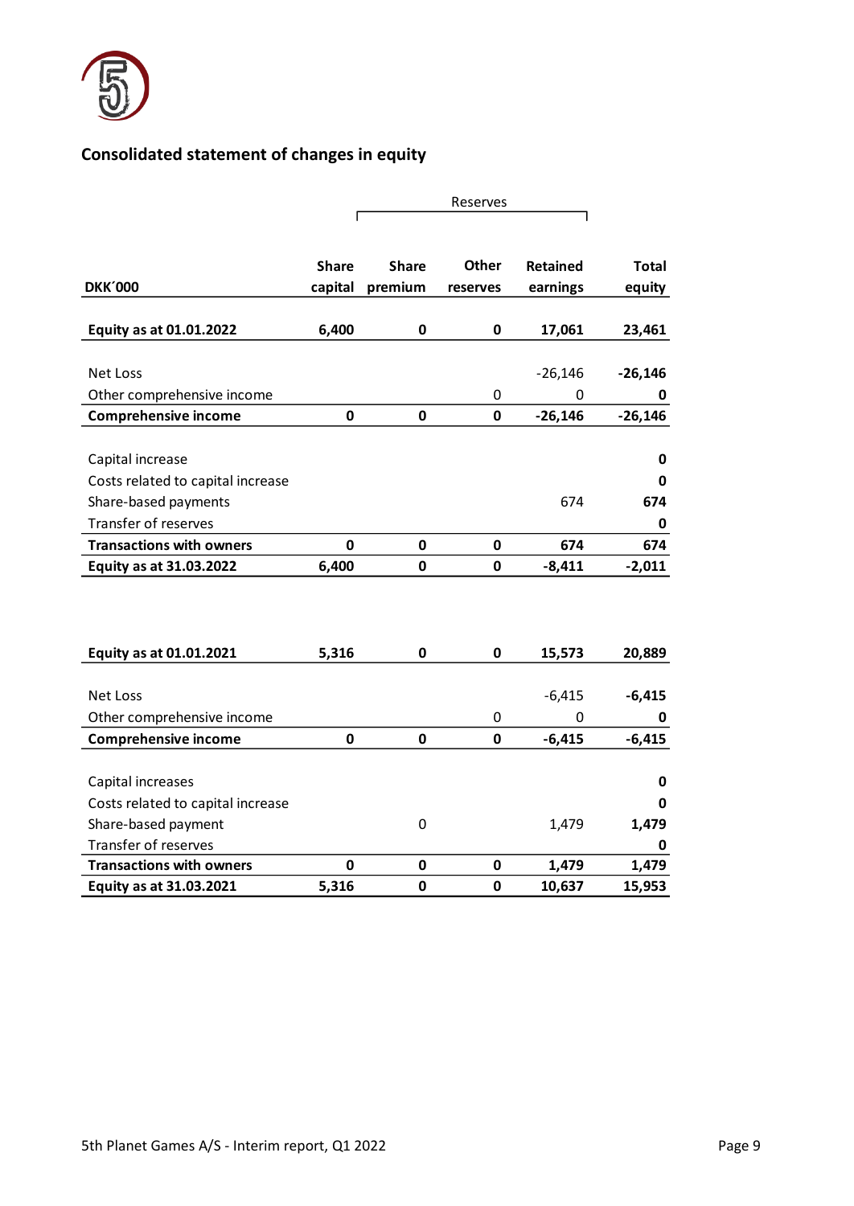## Consolidated statement of changes in equity

| DKK´000 | Share capital | Share premium | Other reserves | Retained earnings | Total equity |
|---|---|---|---|---|---|
| | | Reserves | | | |
| **Equity as at 01.01.2022** | **6,400** | **0** | **0** | **17,061** | **23,461** |
| Net Loss | | | | -26,146 | **-26,146** |
| Other comprehensive income | | | 0 | 0 | **0** |
| **Comprehensive income** | **0** | **0** | **0** | **-26,146** | **-26,146** |
| Capital increase | | | | | **0** |
| Costs related to capital increase | | | | | **0** |
| Share-based payments | | | | 674 | **674** |
| Transfer of reserves | | | | | **0** |
| **Transactions with owners** | **0** | **0** | **0** | **674** | **674** |
| **Equity as at 31.03.2022** | **6,400** | **0** | **0** | **-8,411** | **-2,011** |
| | | | | | |
| **Equity as at 01.01.2021** | **5,316** | **0** | **0** | **15,573** | **20,889** |
| Net Loss | | | | -6,415 | **-6,415** |
| Other comprehensive income | | | 0 | 0 | **0** |
| **Comprehensive income** | **0** | **0** | **0** | **-6,415** | **-6,415** |
| Capital increases | | | | | **0** |
| Costs related to capital increase | | | | | **0** |
| Share-based payment | | 0 | | 1,479 | **1,479** |
| Transfer of reserves | | | | | **0** |
| **Transactions with owners** | **0** | **0** | **0** | **1,479** | **1,479** |
| **Equity as at 31.03.2021** | **5,316** | **0** | **0** | **10,637** | **15,953** |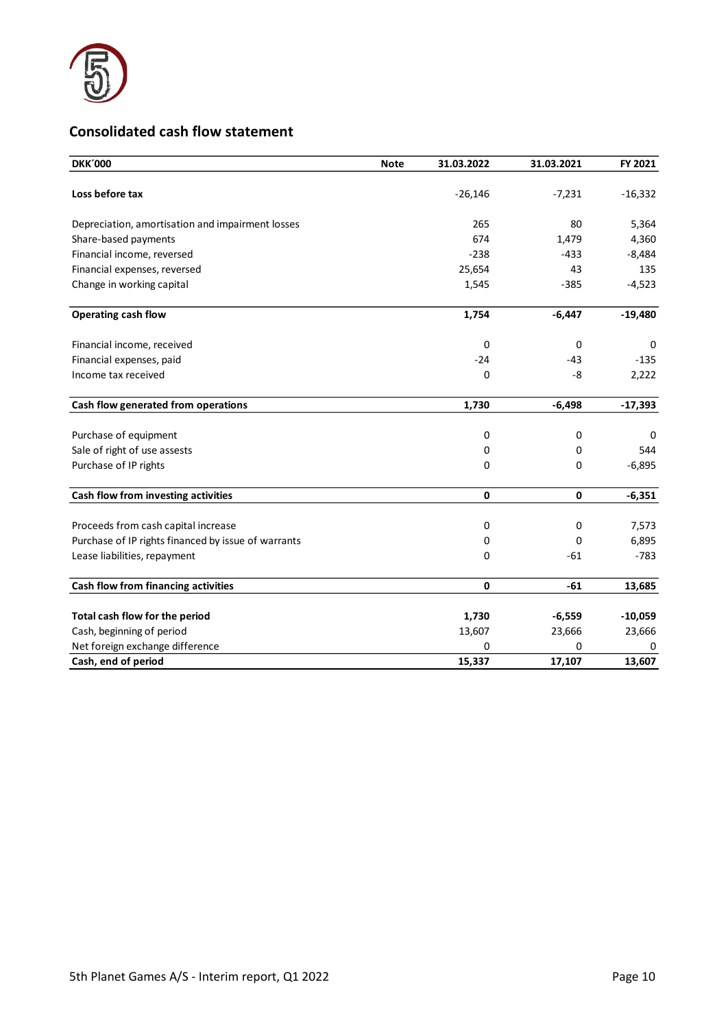## Consolidated cash flow statement

| DKK´000 | Note | 31.03.2022 | 31.03.2021 | FY 2021 |
|---|---|---|---|---|
| **Loss before tax** | | -26,146 | -7,231 | -16,332 |
| Depreciation, amortisation and impairment losses | | 265 | 80 | 5,364 |
| Share-based payments | | 674 | 1,479 | 4,360 |
| Financial income, reversed | | -238 | -433 | -8,484 |
| Financial expenses, reversed | | 25,654 | 43 | 135 |
| Change in working capital | | 1,545 | -385 | -4,523 |
| **Operating cash flow** | | **1,754** | **-6,447** | **-19,480** |
| Financial income, received | | 0 | 0 | 0 |
| Financial expenses, paid | | -24 | -43 | -135 |
| Income tax received | | 0 | -8 | 2,222 |
| **Cash flow generated from operations** | | **1,730** | **-6,498** | **-17,393** |
| Purchase of equipment | | 0 | 0 | 0 |
| Sale of right of use assests | | 0 | 0 | 544 |
| Purchase of IP rights | | 0 | 0 | -6,895 |
| **Cash flow from investing activities** | | **0** | **0** | **-6,351** |
| Proceeds from cash capital increase | | 0 | 0 | 7,573 |
| Purchase of IP rights financed by issue of warrants | | 0 | 0 | 6,895 |
| Lease liabilities, repayment | | 0 | -61 | -783 |
| **Cash flow from financing activities** | | **0** | **-61** | **13,685** |
| **Total cash flow for the period** | | **1,730** | **-6,559** | **-10,059** |
| Cash, beginning of period | | 13,607 | 23,666 | 23,666 |
| Net foreign exchange difference | | 0 | 0 | 0 |
| **Cash, end of period** | | **15,337** | **17,107** | **13,607** |

5th Planet Games A/S - Interim report, Q1 2022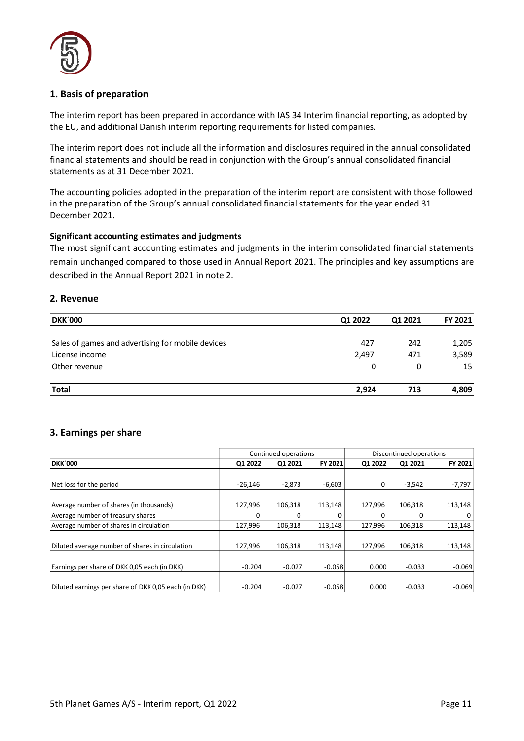## 1. Basis of preparation

The interim report has been prepared in accordance with IAS 34 Interim financial reporting, as adopted by the EU, and additional Danish interim reporting requirements for listed companies.

The interim report does not include all the information and disclosures required in the annual consolidated financial statements and should be read in conjunction with the Group's annual consolidated financial statements as at 31 December 2021.

The accounting policies adopted in the preparation of the interim report are consistent with those followed in the preparation of the Group's annual consolidated financial statements for the year ended 31 December 2021.

**Significant accounting estimates and judgments**

The most significant accounting estimates and judgments in the interim consolidated financial statements remain unchanged compared to those used in Annual Report 2021. The principles and key assumptions are described in the Annual Report 2021 in note 2.

## 2. Revenue

| DKK´000 | Q1 2022 | Q1 2021 | FY 2021 |
|---|---|---|---|
| Sales of games and advertising for mobile devices | 427 | 242 | 1,205 |
| License income | 2,497 | 471 | 3,589 |
| Other revenue | 0 | 0 | 15 |
| **Total** | **2,924** | **713** | **4,809** |

## 3. Earnings per share

| | Continued operations | | | Discontinued operations | | |
|---|---|---|---|---|---|---|
| **DKK´000** | **Q1 2022** | **Q1 2021** | **FY 2021** | **Q1 2022** | **Q1 2021** | **FY 2021** |
| Net loss for the period | -26,146 | -2,873 | -6,603 | 0 | -3,542 | -7,797 |
| Average number of shares (in thousands) | 127,996 | 106,318 | 113,148 | 127,996 | 106,318 | 113,148 |
| Average number of treasury shares | 0 | 0 | 0 | 0 | 0 | 0 |
| Average number of shares in circulation | 127,996 | 106,318 | 113,148 | 127,996 | 106,318 | 113,148 |
| Diluted average number of shares in circulation | 127,996 | 106,318 | 113,148 | 127,996 | 106,318 | 113,148 |
| Earnings per share of DKK 0,05 each (in DKK) | -0.204 | -0.027 | -0.058 | 0.000 | -0.033 | -0.069 |
| Diluted earnings per share of DKK 0,05 each (in DKK) | -0.204 | -0.027 | -0.058 | 0.000 | -0.033 | -0.069 |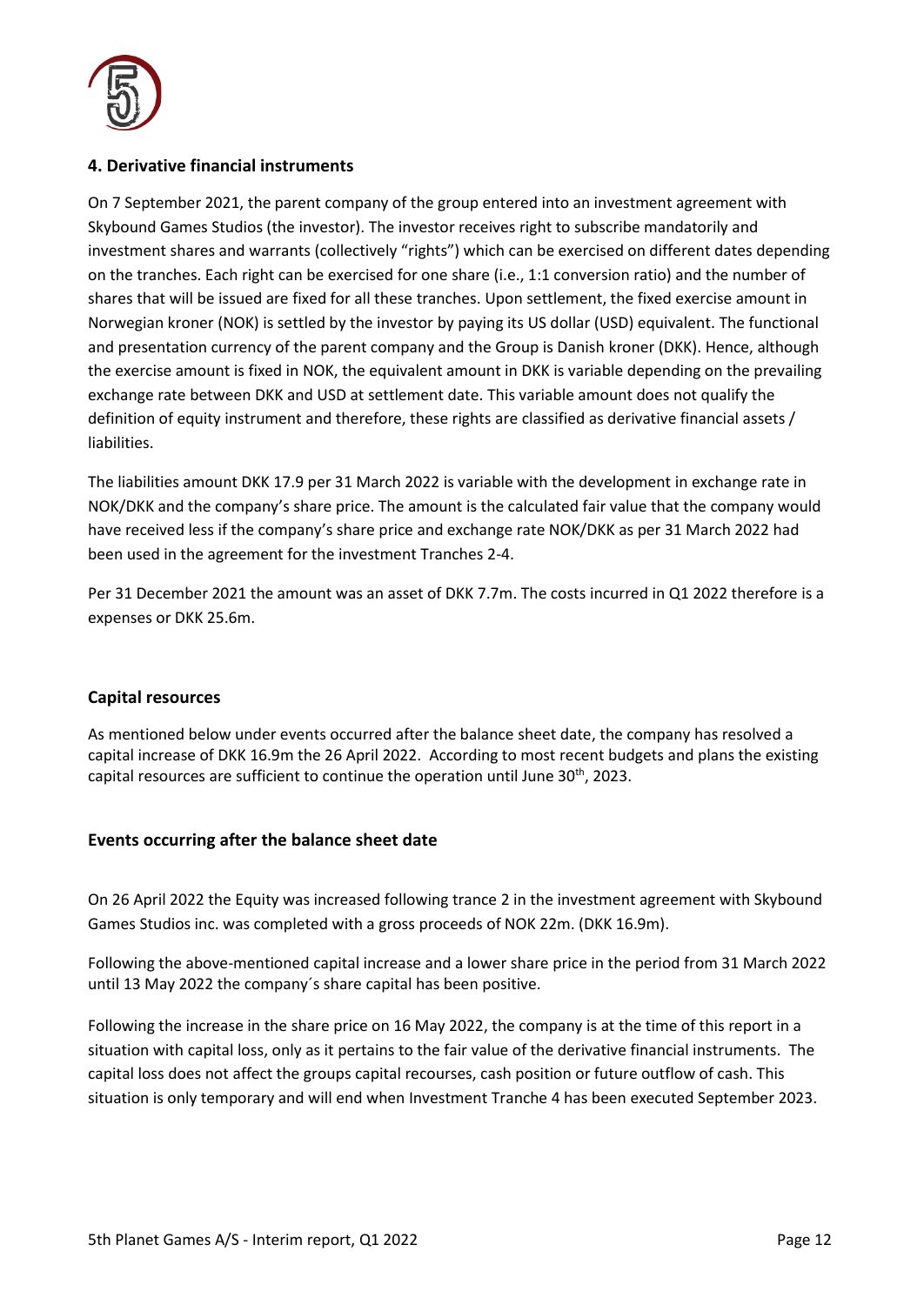## 4. Derivative financial instruments

On 7 September 2021, the parent company of the group entered into an investment agreement with Skybound Games Studios (the investor). The investor receives right to subscribe mandatorily and investment shares and warrants (collectively "rights") which can be exercised on different dates depending on the tranches. Each right can be exercised for one share (i.e., 1:1 conversion ratio) and the number of shares that will be issued are fixed for all these tranches. Upon settlement, the fixed exercise amount in Norwegian kroner (NOK) is settled by the investor by paying its US dollar (USD) equivalent. The functional and presentation currency of the parent company and the Group is Danish kroner (DKK). Hence, although the exercise amount is fixed in NOK, the equivalent amount in DKK is variable depending on the prevailing exchange rate between DKK and USD at settlement date. This variable amount does not qualify the definition of equity instrument and therefore, these rights are classified as derivative financial assets / liabilities.

The liabilities amount DKK 17.9 per 31 March 2022 is variable with the development in exchange rate in NOK/DKK and the company's share price. The amount is the calculated fair value that the company would have received less if the company's share price and exchange rate NOK/DKK as per 31 March 2022 had been used in the agreement for the investment Tranches 2-4.

Per 31 December 2021 the amount was an asset of DKK 7.7m. The costs incurred in Q1 2022 therefore is a expenses or DKK 25.6m.

## Capital resources

As mentioned below under events occurred after the balance sheet date, the company has resolved a capital increase of DKK 16.9m the 26 April 2022. According to most recent budgets and plans the existing capital resources are sufficient to continue the operation until June 30th, 2023.

## Events occurring after the balance sheet date

On 26 April 2022 the Equity was increased following trance 2 in the investment agreement with Skybound Games Studios inc. was completed with a gross proceeds of NOK 22m. (DKK 16.9m).

Following the above-mentioned capital increase and a lower share price in the period from 31 March 2022 until 13 May 2022 the company´s share capital has been positive.

Following the increase in the share price on 16 May 2022, the company is at the time of this report in a situation with capital loss, only as it pertains to the fair value of the derivative financial instruments. The capital loss does not affect the groups capital recourses, cash position or future outflow of cash. This situation is only temporary and will end when Investment Tranche 4 has been executed September 2023.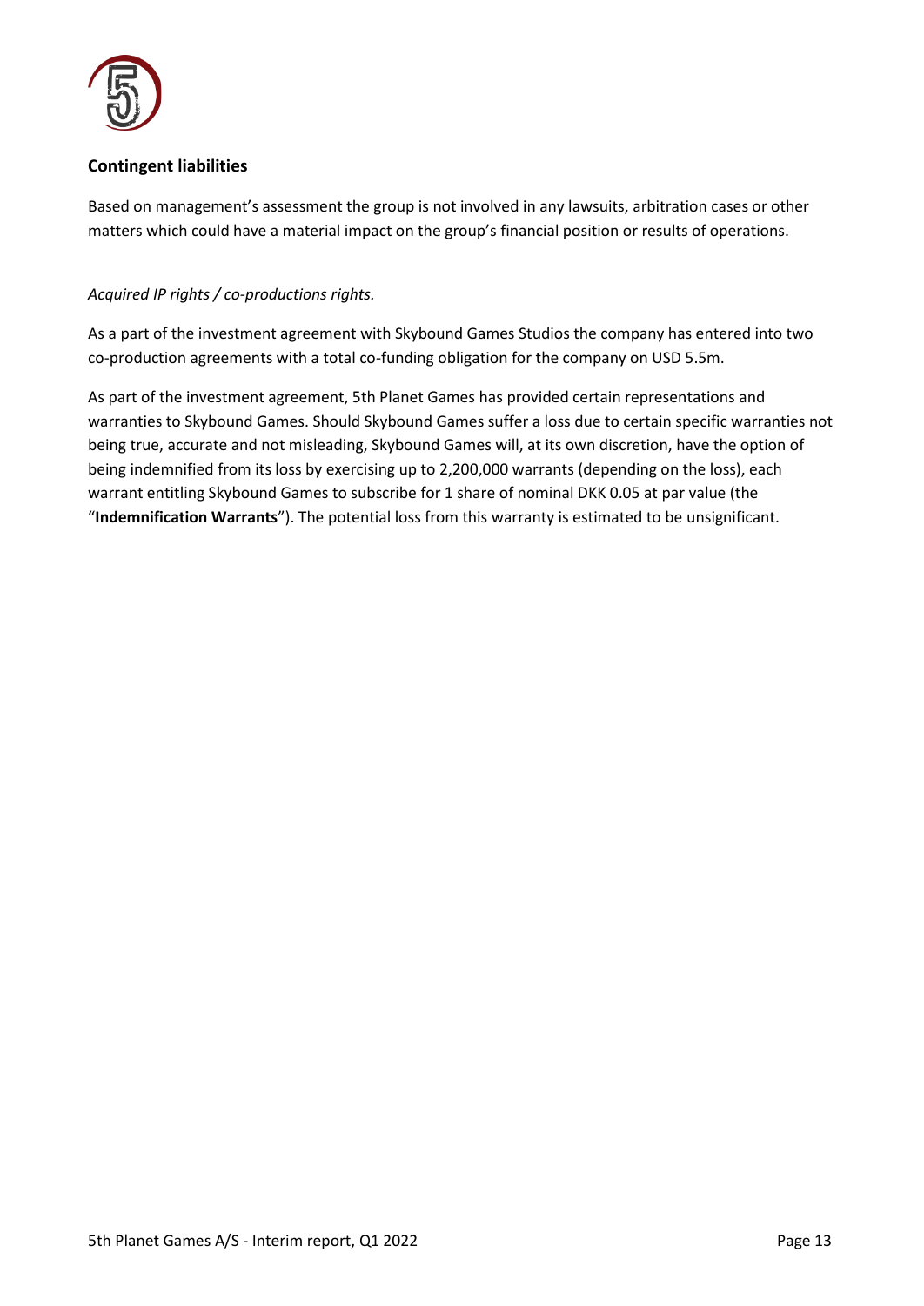## Contingent liabilities

Based on management's assessment the group is not involved in any lawsuits, arbitration cases or other matters which could have a material impact on the group's financial position or results of operations.

*Acquired IP rights / co-productions rights.*

As a part of the investment agreement with Skybound Games Studios the company has entered into two co-production agreements with a total co-funding obligation for the company on USD 5.5m.

As part of the investment agreement, 5th Planet Games has provided certain representations and warranties to Skybound Games. Should Skybound Games suffer a loss due to certain specific warranties not being true, accurate and not misleading, Skybound Games will, at its own discretion, have the option of being indemnified from its loss by exercising up to 2,200,000 warrants (depending on the loss), each warrant entitling Skybound Games to subscribe for 1 share of nominal DKK 0.05 at par value (the "**Indemnification Warrants**"). The potential loss from this warranty is estimated to be unsignificant.